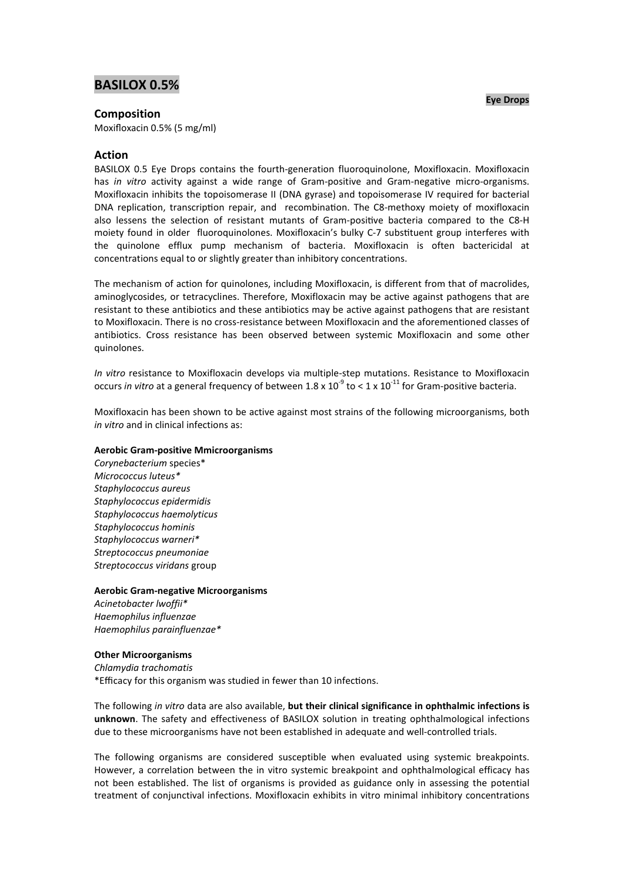# BASILOX 0.5%

**Eye Drops**

## Composition

Moxifloxacin 0.5% (5 mg/ml)

## Action

BASILOX 0.5 Eye Drops contains the fourth-generation fluoroquinolone, Moxifloxacin. Moxifloxacin has *in vitro* activity against a wide range of Gram-positive and Gram-negative micro-organisms. Moxifloxacin inhibits the topoisomerase II (DNA gyrase) and topoisomerase IV required for bacterial DNA replication, transcription repair, and recombination. The C8-methoxy moiety of moxifloxacin also lessens the selection of resistant mutants of Gram-positive bacteria compared to the C8-H moiety found in older fluoroquinolones. Moxifloxacin's bulky C-7 substituent group interferes with the quinolone efflux pump mechanism of bacteria. Moxifloxacin is often bactericidal at concentrations equal to or slightly greater than inhibitory concentrations.

The mechanism of action for quinolones, including Moxifloxacin, is different from that of macrolides, aminoglycosides, or tetracyclines. Therefore, Moxifloxacin may be active against pathogens that are resistant to these antibiotics and these antibiotics may be active against pathogens that are resistant to Moxifloxacin. There is no cross-resistance between Moxifloxacin and the aforementioned classes of antibiotics. Cross resistance has been observed between systemic Moxifloxacin and some other quinolones.

*In vitro* resistance to Moxifloxacin develops via multiple-step mutations. Resistance to Moxifloxacin occurs *in vitro* at a general frequency of between $1.8 \times 10^{-9}$ to $< 1 \times 10^{-11}$ for Gram-positive bacteria.

Moxifloxacin has been shown to be active against most strains of the following microorganisms, both *in vitro* and in clinical infections as:

**Aerobic Gram-positive Mmicroorganisms**

*Corynebacterium* species*  
*Micrococcus luteus**  
*Staphylococcus aureus*  
*Staphylococcus epidermidis*  
*Staphylococcus haemolyticus*  
*Staphylococcus hominis*  
*Staphylococcus warneri**  
*Streptococcus pneumoniae*  
*Streptococcus viridans* group

**Aerobic Gram-negative Microorganisms**

*Acinetobacter lwoffii**  
*Haemophilus influenzae*  
*Haemophilus parainfluenzae**

**Other Microorganisms**

*Chlamydia trachomatis*  
*Efficacy for this organism was studied in fewer than 10 infections.

The following *in vitro* data are also available, **but their clinical significance in ophthalmic infections is unknown**. The safety and effectiveness of BASILOX solution in treating ophthalmological infections due to these microorganisms have not been established in adequate and well-controlled trials.

The following organisms are considered susceptible when evaluated using systemic breakpoints. However, a correlation between the in vitro systemic breakpoint and ophthalmological efficacy has not been established. The list of organisms is provided as guidance only in assessing the potential treatment of conjunctival infections. Moxifloxacin exhibits in vitro minimal inhibitory concentrations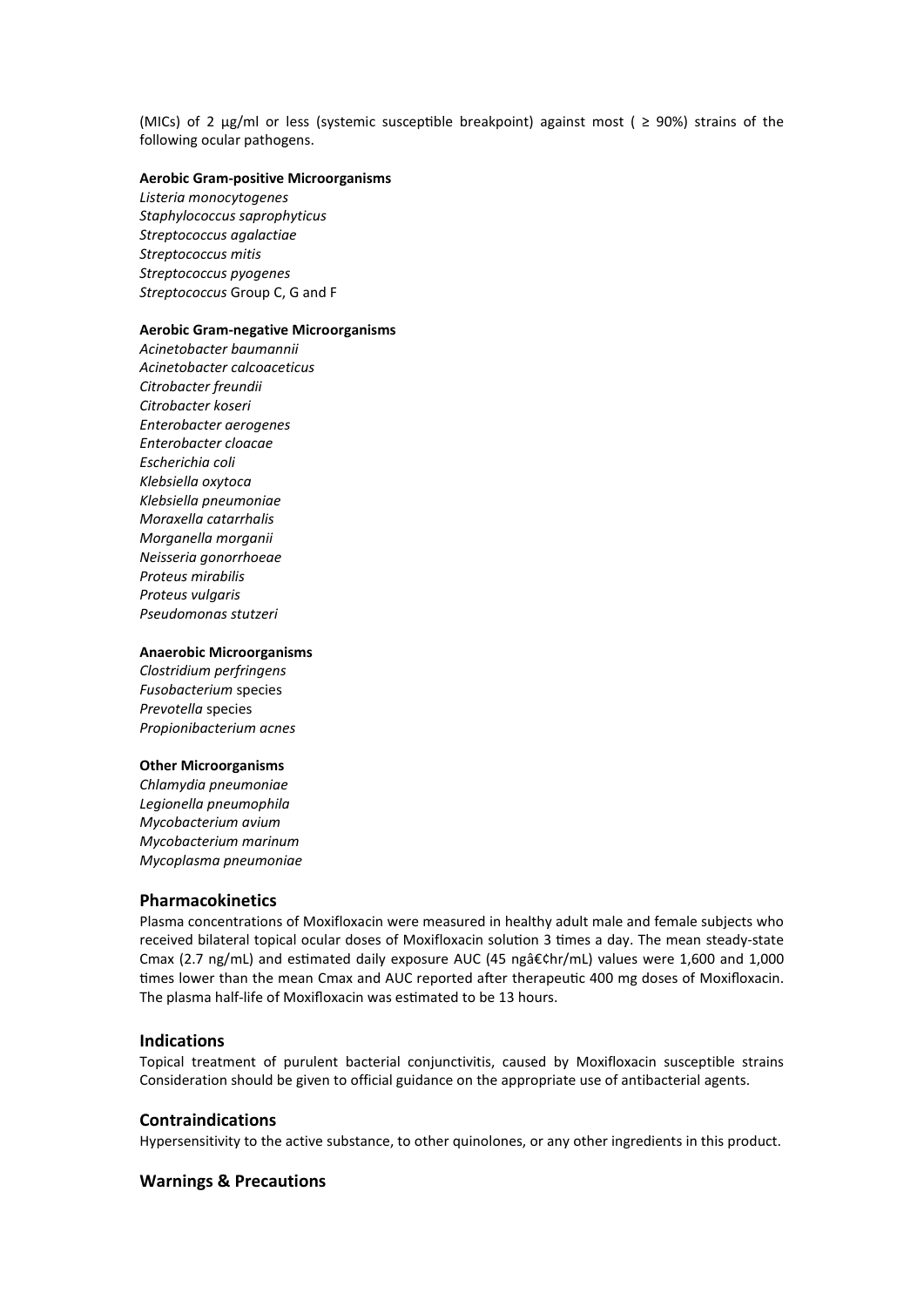(MICs) of 2 µg/ml or less (systemic susceptible breakpoint) against most ( ≥ 90%) strains of the following ocular pathogens.

**Aerobic Gram-positive Microorganisms**

*Listeria monocytogenes*
*Staphylococcus saprophyticus*
*Streptococcus agalactiae*
*Streptococcus mitis*
*Streptococcus pyogenes*
*Streptococcus* Group C, G and F

**Aerobic Gram-negative Microorganisms**

*Acinetobacter baumannii*
*Acinetobacter calcoaceticus*
*Citrobacter freundii*
*Citrobacter koseri*
*Enterobacter aerogenes*
*Enterobacter cloacae*
*Escherichia coli*
*Klebsiella oxytoca*
*Klebsiella pneumoniae*
*Moraxella catarrhalis*
*Morganella morganii*
*Neisseria gonorrhoeae*
*Proteus mirabilis*
*Proteus vulgaris*
*Pseudomonas stutzeri*

**Anaerobic Microorganisms**

*Clostridium perfringens*
*Fusobacterium* species
*Prevotella* species
*Propionibacterium acnes*

**Other Microorganisms**

*Chlamydia pneumoniae*
*Legionella pneumophila*
*Mycobacterium avium*
*Mycobacterium marinum*
*Mycoplasma pneumoniae*

## Pharmacokinetics

Plasma concentrations of Moxifloxacin were measured in healthy adult male and female subjects who received bilateral topical ocular doses of Moxifloxacin solution 3 times a day. The mean steady-state Cmax (2.7 ng/mL) and estimated daily exposure AUC (45 ngâ€¢hr/mL) values were 1,600 and 1,000 times lower than the mean Cmax and AUC reported after therapeutic 400 mg doses of Moxifloxacin. The plasma half-life of Moxifloxacin was estimated to be 13 hours.

## Indications

Topical treatment of purulent bacterial conjunctivitis, caused by Moxifloxacin susceptible strains Consideration should be given to official guidance on the appropriate use of antibacterial agents.

## Contraindications

Hypersensitivity to the active substance, to other quinolones, or any other ingredients in this product.

## Warnings & Precautions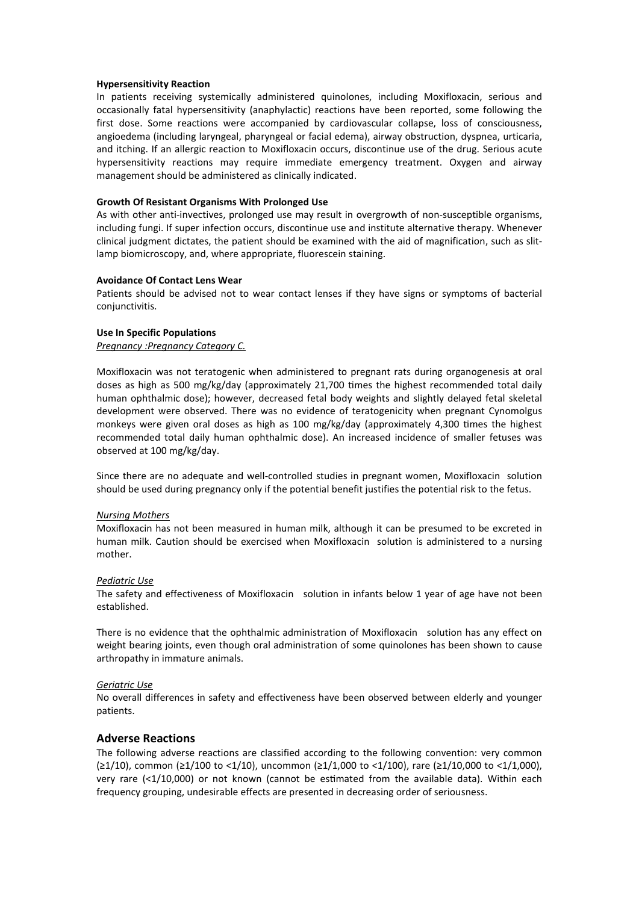**Hypersensitivity Reaction**

In patients receiving systemically administered quinolones, including Moxifloxacin, serious and occasionally fatal hypersensitivity (anaphylactic) reactions have been reported, some following the first dose. Some reactions were accompanied by cardiovascular collapse, loss of consciousness, angioedema (including laryngeal, pharyngeal or facial edema), airway obstruction, dyspnea, urticaria, and itching. If an allergic reaction to Moxifloxacin occurs, discontinue use of the drug. Serious acute hypersensitivity reactions may require immediate emergency treatment. Oxygen and airway management should be administered as clinically indicated.

**Growth Of Resistant Organisms With Prolonged Use**

As with other anti-invectives, prolonged use may result in overgrowth of non-susceptible organisms, including fungi. If super infection occurs, discontinue use and institute alternative therapy. Whenever clinical judgment dictates, the patient should be examined with the aid of magnification, such as slit-lamp biomicroscopy, and, where appropriate, fluorescein staining.

**Avoidance Of Contact Lens Wear**

Patients should be advised not to wear contact lenses if they have signs or symptoms of bacterial conjunctivitis.

**Use In Specific Populations**

*Pregnancy :Pregnancy Category C.*

Moxifloxacin was not teratogenic when administered to pregnant rats during organogenesis at oral doses as high as 500 mg/kg/day (approximately 21,700 times the highest recommended total daily human ophthalmic dose); however, decreased fetal body weights and slightly delayed fetal skeletal development were observed. There was no evidence of teratogenicity when pregnant Cynomolgus monkeys were given oral doses as high as 100 mg/kg/day (approximately 4,300 times the highest recommended total daily human ophthalmic dose). An increased incidence of smaller fetuses was observed at 100 mg/kg/day.

Since there are no adequate and well-controlled studies in pregnant women, Moxifloxacin solution should be used during pregnancy only if the potential benefit justifies the potential risk to the fetus.

*Nursing Mothers*

Moxifloxacin has not been measured in human milk, although it can be presumed to be excreted in human milk. Caution should be exercised when Moxifloxacin solution is administered to a nursing mother.

*Pediatric Use*

The safety and effectiveness of Moxifloxacin solution in infants below 1 year of age have not been established.

There is no evidence that the ophthalmic administration of Moxifloxacin solution has any effect on weight bearing joints, even though oral administration of some quinolones has been shown to cause arthropathy in immature animals.

*Geriatric Use*

No overall differences in safety and effectiveness have been observed between elderly and younger patients.

## Adverse Reactions

The following adverse reactions are classified according to the following convention: very common (≥1/10), common (≥1/100 to <1/10), uncommon (≥1/1,000 to <1/100), rare (≥1/10,000 to <1/1,000), very rare (<1/10,000) or not known (cannot be estimated from the available data). Within each frequency grouping, undesirable effects are presented in decreasing order of seriousness.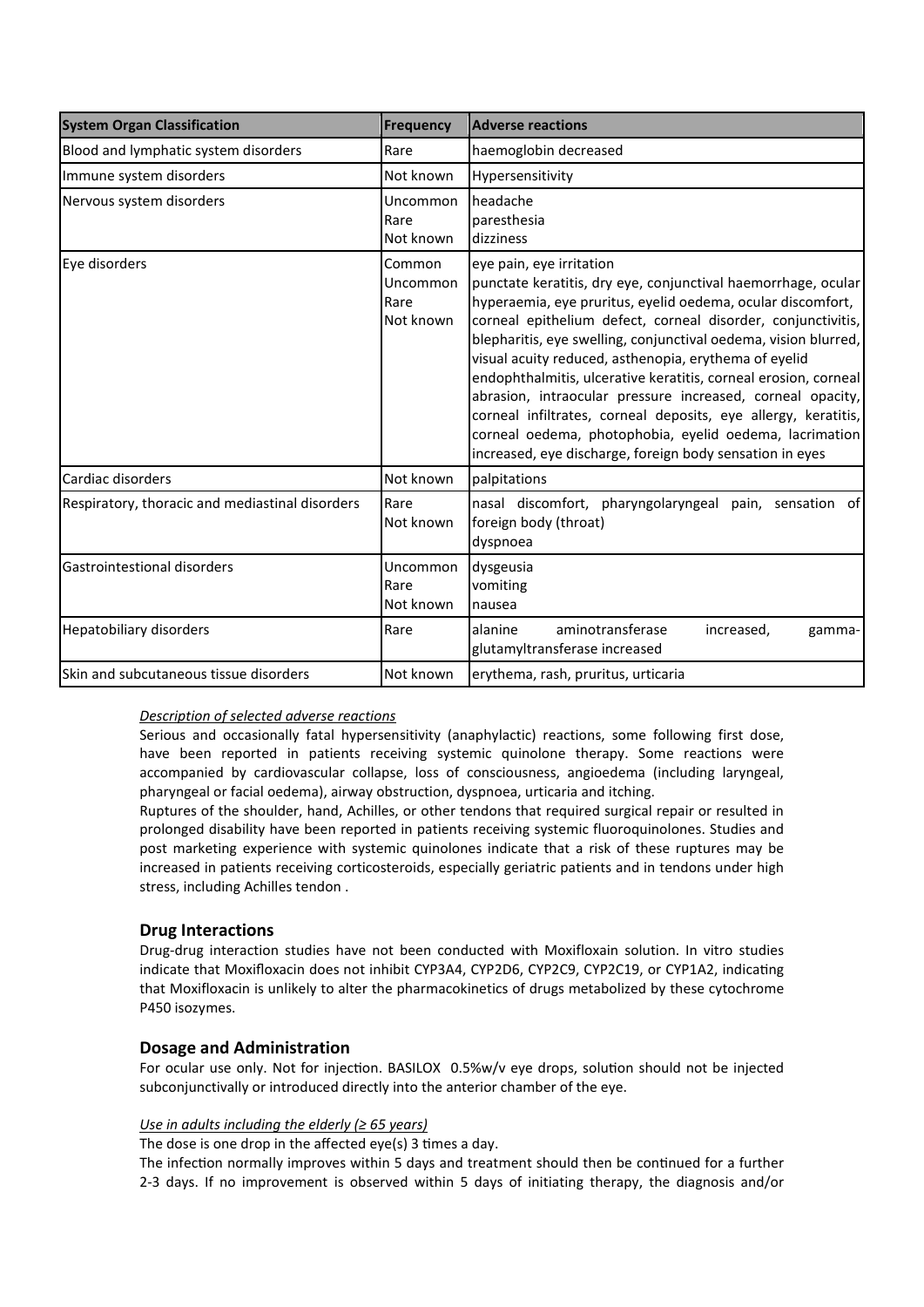| System Organ Classification | Frequency | Adverse reactions |
|---|---|---|
| Blood and lymphatic system disorders | Rare | haemoglobin decreased |
| Immune system disorders | Not known | Hypersensitivity |
| Nervous system disorders | Uncommon<br>Rare<br>Not known | headache<br>paresthesia<br>dizziness |
| Eye disorders | Common<br>Uncommon<br>Rare<br>Not known | eye pain, eye irritation<br>punctate keratitis, dry eye, conjunctival haemorrhage, ocular hyperaemia, eye pruritus, eyelid oedema, ocular discomfort, corneal epithelium defect, corneal disorder, conjunctivitis, blepharitis, eye swelling, conjunctival oedema, vision blurred, visual acuity reduced, asthenopia, erythema of eyelid<br>endophthalmitis, ulcerative keratitis, corneal erosion, corneal abrasion, intraocular pressure increased, corneal opacity, corneal infiltrates, corneal deposits, eye allergy, keratitis, corneal oedema, photophobia, eyelid oedema, lacrimation increased, eye discharge, foreign body sensation in eyes |
| Cardiac disorders | Not known | palpitations |
| Respiratory, thoracic and mediastinal disorders | Rare<br>Not known | nasal discomfort, pharyngolaryngeal pain, sensation of foreign body (throat)<br>dyspnoea |
| Gastrointestional disorders | Uncommon<br>Rare<br>Not known | dysgeusia<br>vomiting<br>nausea |
| Hepatobiliary disorders | Rare | alanine aminotransferase increased, gamma-glutamyltransferase increased |
| Skin and subcutaneous tissue disorders | Not known | erythema, rash, pruritus, urticaria |

*Description of selected adverse reactions*

Serious and occasionally fatal hypersensitivity (anaphylactic) reactions, some following first dose, have been reported in patients receiving systemic quinolone therapy. Some reactions were accompanied by cardiovascular collapse, loss of consciousness, angioedema (including laryngeal, pharyngeal or facial oedema), airway obstruction, dyspnoea, urticaria and itching.

Ruptures of the shoulder, hand, Achilles, or other tendons that required surgical repair or resulted in prolonged disability have been reported in patients receiving systemic fluoroquinolones. Studies and post marketing experience with systemic quinolones indicate that a risk of these ruptures may be increased in patients receiving corticosteroids, especially geriatric patients and in tendons under high stress, including Achilles tendon .

## Drug Interactions

Drug-drug interaction studies have not been conducted with Moxifloxain solution. In vitro studies indicate that Moxifloxacin does not inhibit CYP3A4, CYP2D6, CYP2C9, CYP2C19, or CYP1A2, indicating that Moxifloxacin is unlikely to alter the pharmacokinetics of drugs metabolized by these cytochrome P450 isozymes.

## Dosage and Administration

For ocular use only. Not for injection. BASILOX 0.5%w/v eye drops, solution should not be injected subconjunctivally or introduced directly into the anterior chamber of the eye.

*Use in adults including the elderly (≥ 65 years)*

The dose is one drop in the affected eye(s) 3 times a day.

The infection normally improves within 5 days and treatment should then be continued for a further 2-3 days. If no improvement is observed within 5 days of initiating therapy, the diagnosis and/or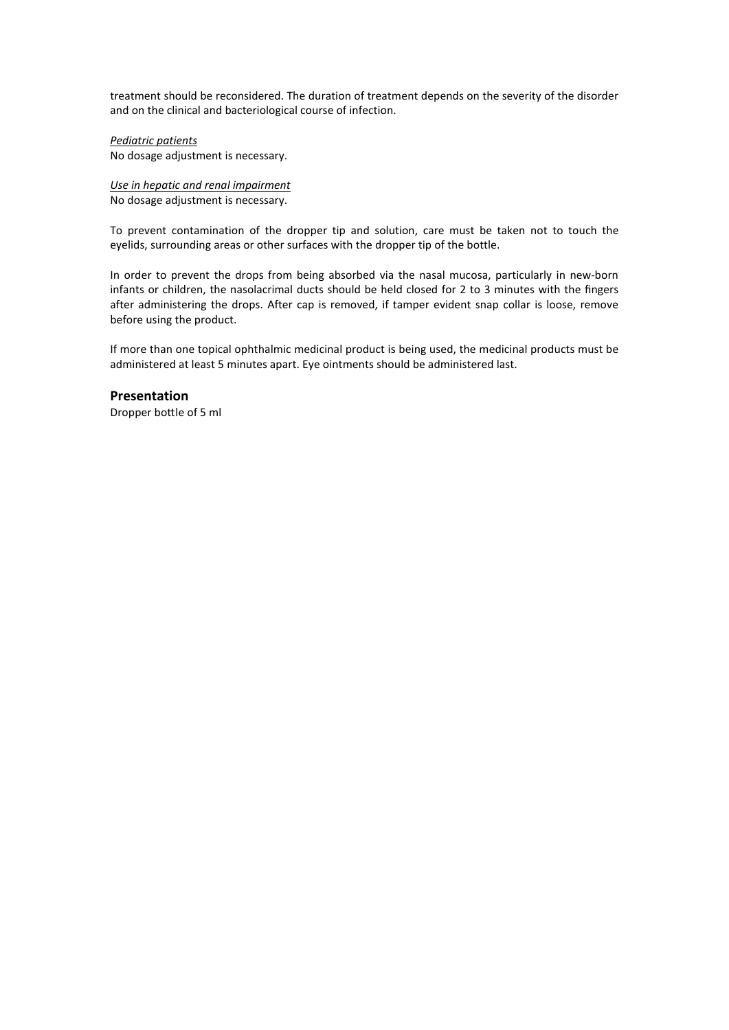treatment should be reconsidered. The duration of treatment depends on the severity of the disorder and on the clinical and bacteriological course of infection.

*Pediatric patients*

No dosage adjustment is necessary.

*Use in hepatic and renal impairment*

No dosage adjustment is necessary.

To prevent contamination of the dropper tip and solution, care must be taken not to touch the eyelids, surrounding areas or other surfaces with the dropper tip of the bottle.

In order to prevent the drops from being absorbed via the nasal mucosa, particularly in new-born infants or children, the nasolacrimal ducts should be held closed for 2 to 3 minutes with the fingers after administering the drops. After cap is removed, if tamper evident snap collar is loose, remove before using the product.

If more than one topical ophthalmic medicinal product is being used, the medicinal products must be administered at least 5 minutes apart. Eye ointments should be administered last.

## Presentation

Dropper bottle of 5 ml